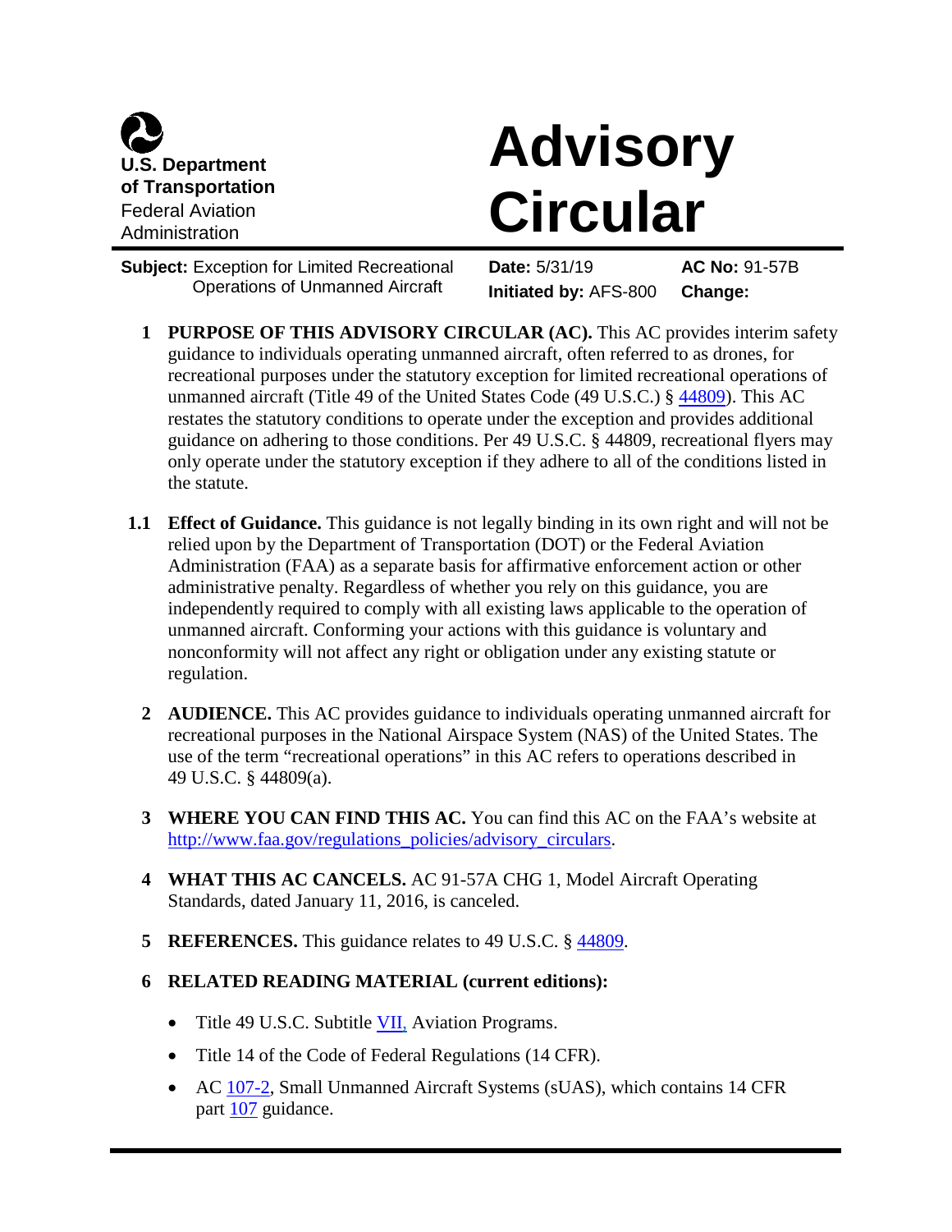U.S. Department of Transportation
Federal Aviation Administration

# Advisory Circular

**Subject:** Exception for Limited Recreational Operations of Unmanned Aircraft

**Date:** 5/31/19

**Initiated by:** AFS-800

**AC No:** 91-57B

**Change:**

**1 PURPOSE OF THIS ADVISORY CIRCULAR (AC).** This AC provides interim safety guidance to individuals operating unmanned aircraft, often referred to as drones, for recreational purposes under the statutory exception for limited recreational operations of unmanned aircraft (Title 49 of the United States Code (49 U.S.C.) § 44809). This AC restates the statutory conditions to operate under the exception and provides additional guidance on adhering to those conditions. Per 49 U.S.C. § 44809, recreational flyers may only operate under the statutory exception if they adhere to all of the conditions listed in the statute.

**1.1 Effect of Guidance.** This guidance is not legally binding in its own right and will not be relied upon by the Department of Transportation (DOT) or the Federal Aviation Administration (FAA) as a separate basis for affirmative enforcement action or other administrative penalty. Regardless of whether you rely on this guidance, you are independently required to comply with all existing laws applicable to the operation of unmanned aircraft. Conforming your actions with this guidance is voluntary and nonconformity will not affect any right or obligation under any existing statute or regulation.

**2 AUDIENCE.** This AC provides guidance to individuals operating unmanned aircraft for recreational purposes in the National Airspace System (NAS) of the United States. The use of the term "recreational operations" in this AC refers to operations described in 49 U.S.C. § 44809(a).

**3 WHERE YOU CAN FIND THIS AC.** You can find this AC on the FAA's website at http://www.faa.gov/regulations_policies/advisory_circulars.

**4 WHAT THIS AC CANCELS.** AC 91-57A CHG 1, Model Aircraft Operating Standards, dated January 11, 2016, is canceled.

**5 REFERENCES.** This guidance relates to 49 U.S.C. § 44809.

**6 RELATED READING MATERIAL (current editions):**

- Title 49 U.S.C. Subtitle VII, Aviation Programs.
- Title 14 of the Code of Federal Regulations (14 CFR).
- AC 107-2, Small Unmanned Aircraft Systems (sUAS), which contains 14 CFR part 107 guidance.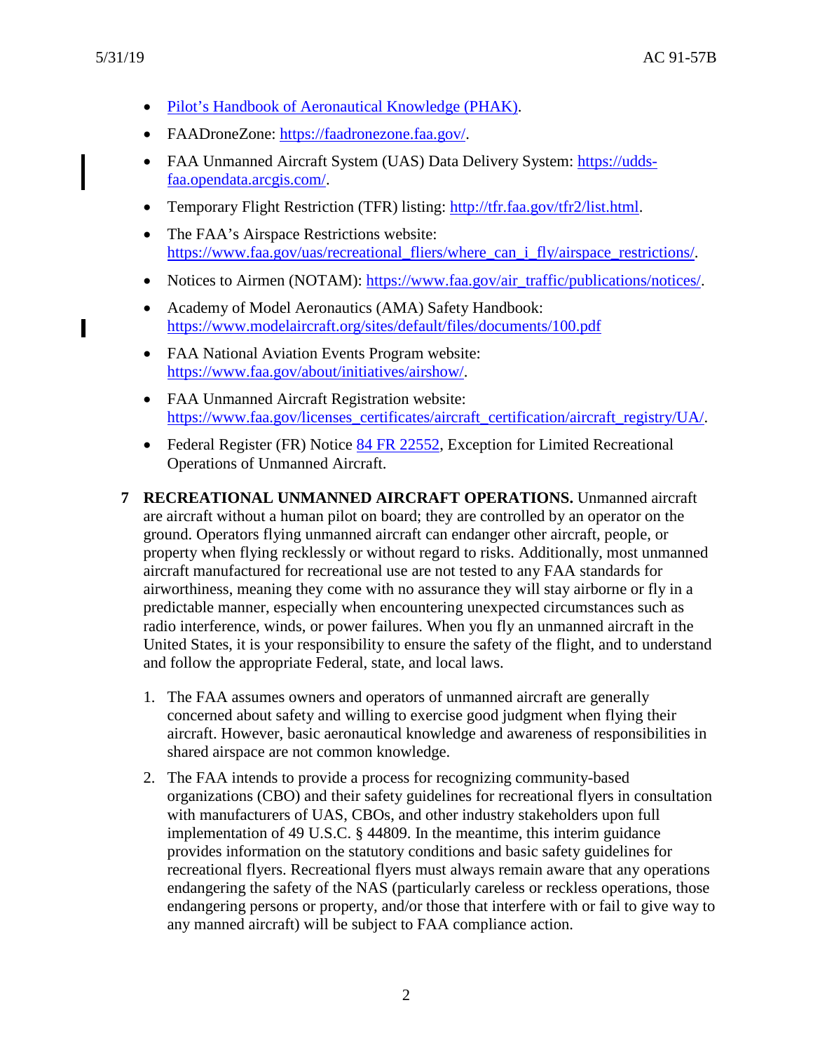- [Pilot's Handbook of Aeronautical Knowledge (PHAK)](#).
- FAADroneZone: https://faadronezone.faa.gov/.
- FAA Unmanned Aircraft System (UAS) Data Delivery System: https://udds-faa.opendata.arcgis.com/.
- Temporary Flight Restriction (TFR) listing: http://tfr.faa.gov/tfr2/list.html.
- The FAA's Airspace Restrictions website: https://www.faa.gov/uas/recreational_fliers/where_can_i_fly/airspace_restrictions/.
- Notices to Airmen (NOTAM): https://www.faa.gov/air_traffic/publications/notices/.
- Academy of Model Aeronautics (AMA) Safety Handbook: https://www.modelaircraft.org/sites/default/files/documents/100.pdf
- FAA National Aviation Events Program website: https://www.faa.gov/about/initiatives/airshow/.
- FAA Unmanned Aircraft Registration website: https://www.faa.gov/licenses_certificates/aircraft_certification/aircraft_registry/UA/.
- Federal Register (FR) Notice 84 FR 22552, Exception for Limited Recreational Operations of Unmanned Aircraft.

**7 RECREATIONAL UNMANNED AIRCRAFT OPERATIONS.** Unmanned aircraft are aircraft without a human pilot on board; they are controlled by an operator on the ground. Operators flying unmanned aircraft can endanger other aircraft, people, or property when flying recklessly or without regard to risks. Additionally, most unmanned aircraft manufactured for recreational use are not tested to any FAA standards for airworthiness, meaning they come with no assurance they will stay airborne or fly in a predictable manner, especially when encountering unexpected circumstances such as radio interference, winds, or power failures. When you fly an unmanned aircraft in the United States, it is your responsibility to ensure the safety of the flight, and to understand and follow the appropriate Federal, state, and local laws.

1. The FAA assumes owners and operators of unmanned aircraft are generally concerned about safety and willing to exercise good judgment when flying their aircraft. However, basic aeronautical knowledge and awareness of responsibilities in shared airspace are not common knowledge.
2. The FAA intends to provide a process for recognizing community-based organizations (CBO) and their safety guidelines for recreational flyers in consultation with manufacturers of UAS, CBOs, and other industry stakeholders upon full implementation of 49 U.S.C. § 44809. In the meantime, this interim guidance provides information on the statutory conditions and basic safety guidelines for recreational flyers. Recreational flyers must always remain aware that any operations endangering the safety of the NAS (particularly careless or reckless operations, those endangering persons or property, and/or those that interfere with or fail to give way to any manned aircraft) will be subject to FAA compliance action.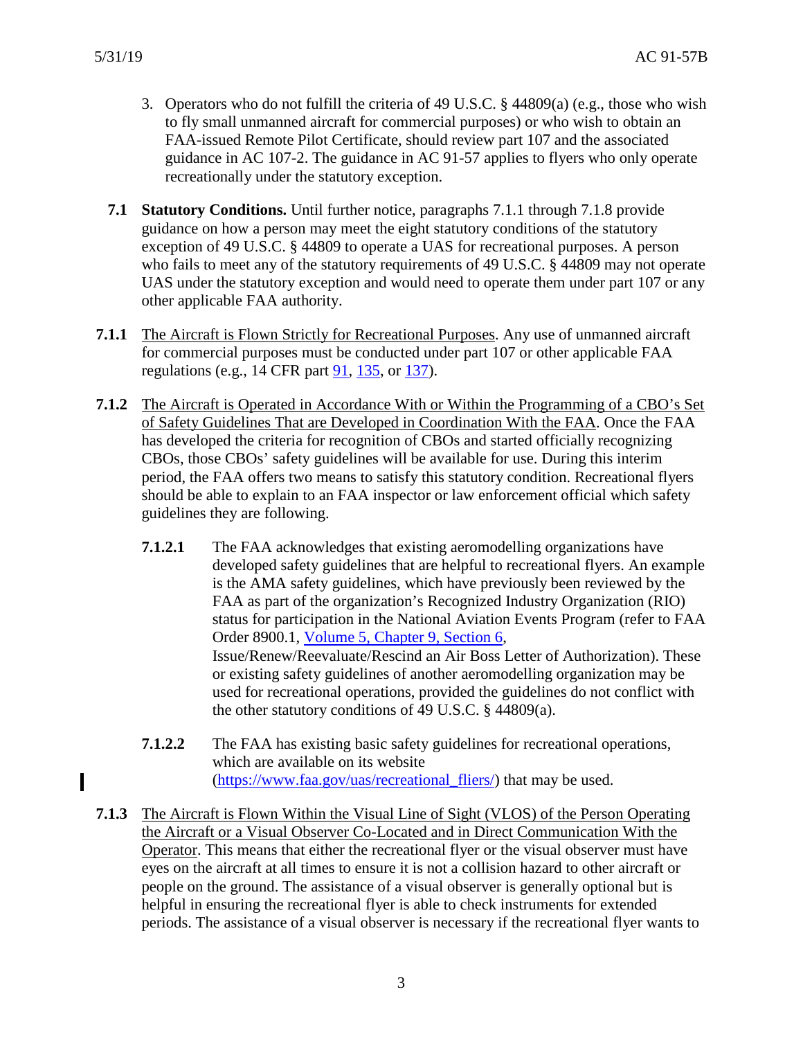3. Operators who do not fulfill the criteria of 49 U.S.C. § 44809(a) (e.g., those who wish to fly small unmanned aircraft for commercial purposes) or who wish to obtain an FAA-issued Remote Pilot Certificate, should review part 107 and the associated guidance in AC 107-2. The guidance in AC 91-57 applies to flyers who only operate recreationally under the statutory exception.

**7.1 Statutory Conditions.** Until further notice, paragraphs 7.1.1 through 7.1.8 provide guidance on how a person may meet the eight statutory conditions of the statutory exception of 49 U.S.C. § 44809 to operate a UAS for recreational purposes. A person who fails to meet any of the statutory requirements of 49 U.S.C. § 44809 may not operate UAS under the statutory exception and would need to operate them under part 107 or any other applicable FAA authority.

**7.1.1** <u>The Aircraft is Flown Strictly for Recreational Purposes</u>. Any use of unmanned aircraft for commercial purposes must be conducted under part 107 or other applicable FAA regulations (e.g., 14 CFR part [91](), [135](), or [137]()).

**7.1.2** <u>The Aircraft is Operated in Accordance With or Within the Programming of a CBO's Set of Safety Guidelines That are Developed in Coordination With the FAA</u>. Once the FAA has developed the criteria for recognition of CBOs and started officially recognizing CBOs, those CBOs' safety guidelines will be available for use. During this interim period, the FAA offers two means to satisfy this statutory condition. Recreational flyers should be able to explain to an FAA inspector or law enforcement official which safety guidelines they are following.

**7.1.2.1** The FAA acknowledges that existing aeromodelling organizations have developed safety guidelines that are helpful to recreational flyers. An example is the AMA safety guidelines, which have previously been reviewed by the FAA as part of the organization's Recognized Industry Organization (RIO) status for participation in the National Aviation Events Program (refer to FAA Order 8900.1, [Volume 5, Chapter 9, Section 6](), Issue/Renew/Reevaluate/Rescind an Air Boss Letter of Authorization). These or existing safety guidelines of another aeromodelling organization may be used for recreational operations, provided the guidelines do not conflict with the other statutory conditions of 49 U.S.C. § 44809(a).

**7.1.2.2** The FAA has existing basic safety guidelines for recreational operations, which are available on its website ([https://www.faa.gov/uas/recreational_fliers/](https://www.faa.gov/uas/recreational_fliers/)) that may be used.

**7.1.3** <u>The Aircraft is Flown Within the Visual Line of Sight (VLOS) of the Person Operating the Aircraft or a Visual Observer Co-Located and in Direct Communication With the Operator</u>. This means that either the recreational flyer or the visual observer must have eyes on the aircraft at all times to ensure it is not a collision hazard to other aircraft or people on the ground. The assistance of a visual observer is generally optional but is helpful in ensuring the recreational flyer is able to check instruments for extended periods. The assistance of a visual observer is necessary if the recreational flyer wants to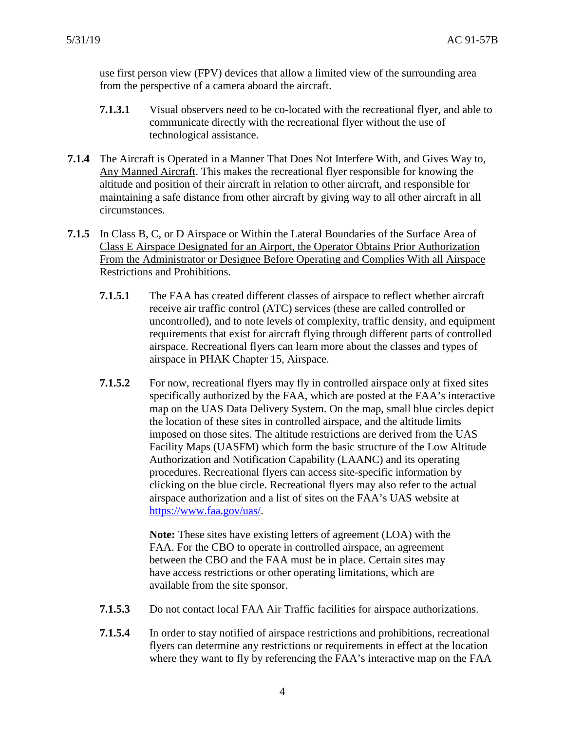use first person view (FPV) devices that allow a limited view of the surrounding area from the perspective of a camera aboard the aircraft.

**7.1.3.1** Visual observers need to be co-located with the recreational flyer, and able to communicate directly with the recreational flyer without the use of technological assistance.

**7.1.4** The Aircraft is Operated in a Manner That Does Not Interfere With, and Gives Way to, Any Manned Aircraft. This makes the recreational flyer responsible for knowing the altitude and position of their aircraft in relation to other aircraft, and responsible for maintaining a safe distance from other aircraft by giving way to all other aircraft in all circumstances.

**7.1.5** In Class B, C, or D Airspace or Within the Lateral Boundaries of the Surface Area of Class E Airspace Designated for an Airport, the Operator Obtains Prior Authorization From the Administrator or Designee Before Operating and Complies With all Airspace Restrictions and Prohibitions.

**7.1.5.1** The FAA has created different classes of airspace to reflect whether aircraft receive air traffic control (ATC) services (these are called controlled or uncontrolled), and to note levels of complexity, traffic density, and equipment requirements that exist for aircraft flying through different parts of controlled airspace. Recreational flyers can learn more about the classes and types of airspace in PHAK Chapter 15, Airspace.

**7.1.5.2** For now, recreational flyers may fly in controlled airspace only at fixed sites specifically authorized by the FAA, which are posted at the FAA's interactive map on the UAS Data Delivery System. On the map, small blue circles depict the location of these sites in controlled airspace, and the altitude limits imposed on those sites. The altitude restrictions are derived from the UAS Facility Maps (UASFM) which form the basic structure of the Low Altitude Authorization and Notification Capability (LAANC) and its operating procedures. Recreational flyers can access site-specific information by clicking on the blue circle. Recreational flyers may also refer to the actual airspace authorization and a list of sites on the FAA's UAS website at https://www.faa.gov/uas/.

**Note:** These sites have existing letters of agreement (LOA) with the FAA. For the CBO to operate in controlled airspace, an agreement between the CBO and the FAA must be in place. Certain sites may have access restrictions or other operating limitations, which are available from the site sponsor.

**7.1.5.3** Do not contact local FAA Air Traffic facilities for airspace authorizations.

**7.1.5.4** In order to stay notified of airspace restrictions and prohibitions, recreational flyers can determine any restrictions or requirements in effect at the location where they want to fly by referencing the FAA's interactive map on the FAA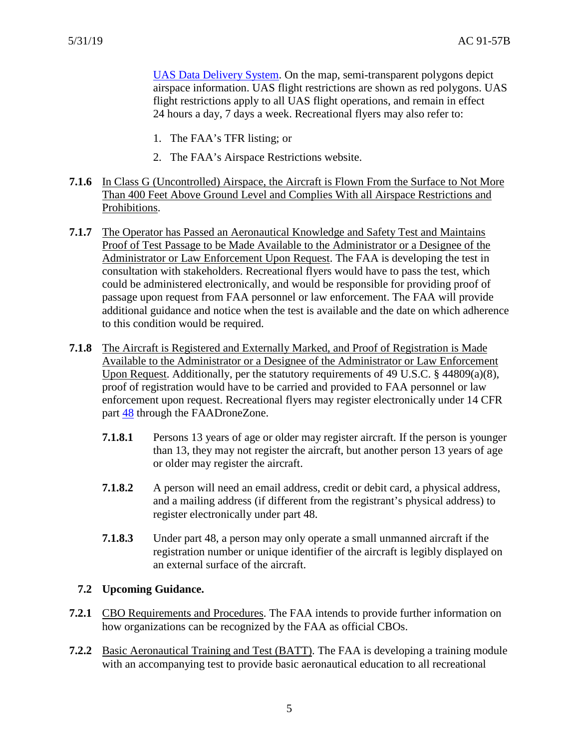UAS Data Delivery System. On the map, semi-transparent polygons depict airspace information. UAS flight restrictions are shown as red polygons. UAS flight restrictions apply to all UAS flight operations, and remain in effect 24 hours a day, 7 days a week. Recreational flyers may also refer to:

1. The FAA's TFR listing; or
2. The FAA's Airspace Restrictions website.

**7.1.6** In Class G (Uncontrolled) Airspace, the Aircraft is Flown From the Surface to Not More Than 400 Feet Above Ground Level and Complies With all Airspace Restrictions and Prohibitions.

**7.1.7** The Operator has Passed an Aeronautical Knowledge and Safety Test and Maintains Proof of Test Passage to be Made Available to the Administrator or a Designee of the Administrator or Law Enforcement Upon Request. The FAA is developing the test in consultation with stakeholders. Recreational flyers would have to pass the test, which could be administered electronically, and would be responsible for providing proof of passage upon request from FAA personnel or law enforcement. The FAA will provide additional guidance and notice when the test is available and the date on which adherence to this condition would be required.

**7.1.8** The Aircraft is Registered and Externally Marked, and Proof of Registration is Made Available to the Administrator or a Designee of the Administrator or Law Enforcement Upon Request. Additionally, per the statutory requirements of 49 U.S.C. § 44809(a)(8), proof of registration would have to be carried and provided to FAA personnel or law enforcement upon request. Recreational flyers may register electronically under 14 CFR part 48 through the FAADroneZone.

**7.1.8.1** Persons 13 years of age or older may register aircraft. If the person is younger than 13, they may not register the aircraft, but another person 13 years of age or older may register the aircraft.

**7.1.8.2** A person will need an email address, credit or debit card, a physical address, and a mailing address (if different from the registrant's physical address) to register electronically under part 48.

**7.1.8.3** Under part 48, a person may only operate a small unmanned aircraft if the registration number or unique identifier of the aircraft is legibly displayed on an external surface of the aircraft.

## 7.2 Upcoming Guidance.

**7.2.1** CBO Requirements and Procedures. The FAA intends to provide further information on how organizations can be recognized by the FAA as official CBOs.

**7.2.2** Basic Aeronautical Training and Test (BATT). The FAA is developing a training module with an accompanying test to provide basic aeronautical education to all recreational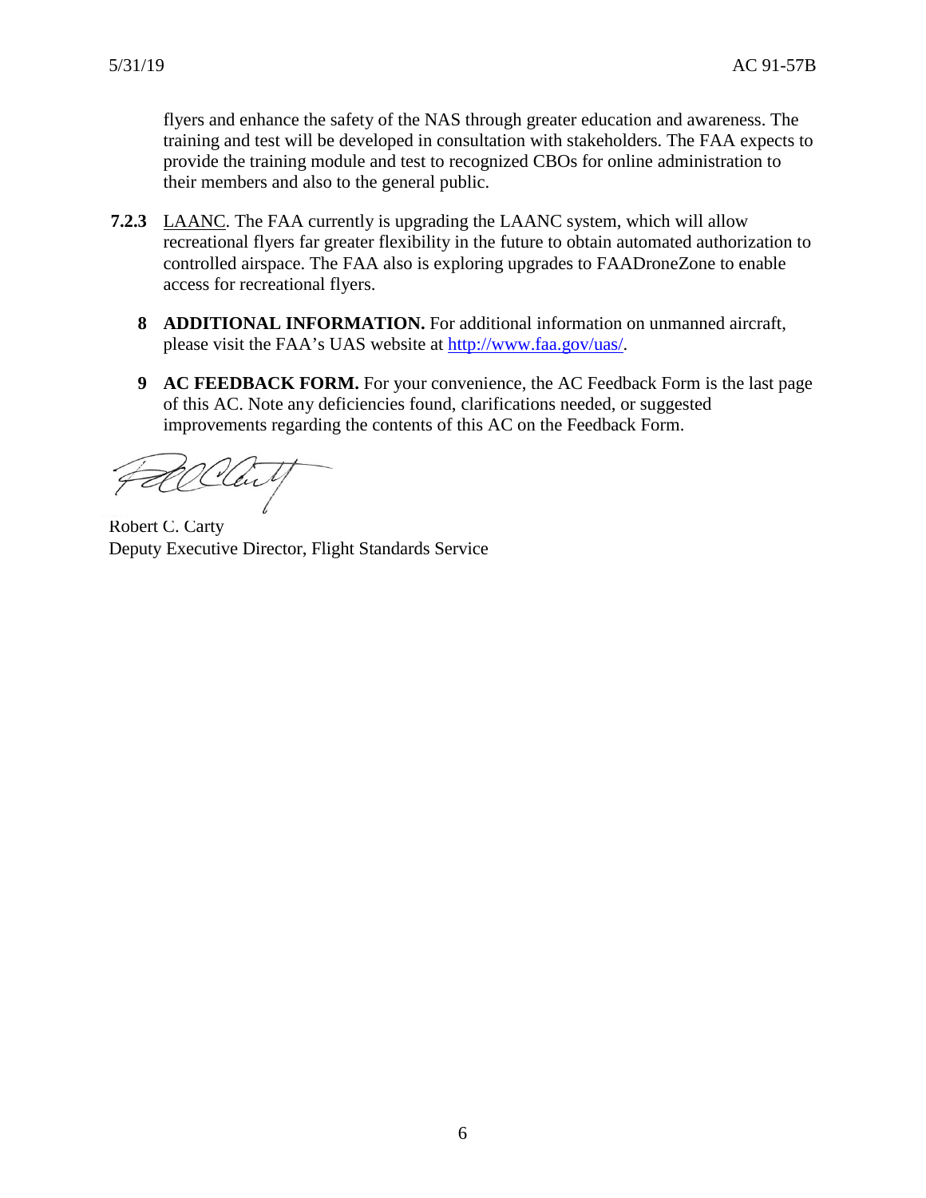flyers and enhance the safety of the NAS through greater education and awareness. The training and test will be developed in consultation with stakeholders. The FAA expects to provide the training module and test to recognized CBOs for online administration to their members and also to the general public.

**7.2.3** LAANC. The FAA currently is upgrading the LAANC system, which will allow recreational flyers far greater flexibility in the future to obtain automated authorization to controlled airspace. The FAA also is exploring upgrades to FAADroneZone to enable access for recreational flyers.

**8 ADDITIONAL INFORMATION.** For additional information on unmanned aircraft, please visit the FAA's UAS website at http://www.faa.gov/uas/.

**9 AC FEEDBACK FORM.** For your convenience, the AC Feedback Form is the last page of this AC. Note any deficiencies found, clarifications needed, or suggested improvements regarding the contents of this AC on the Feedback Form.

Robert C. Carty
Deputy Executive Director, Flight Standards Service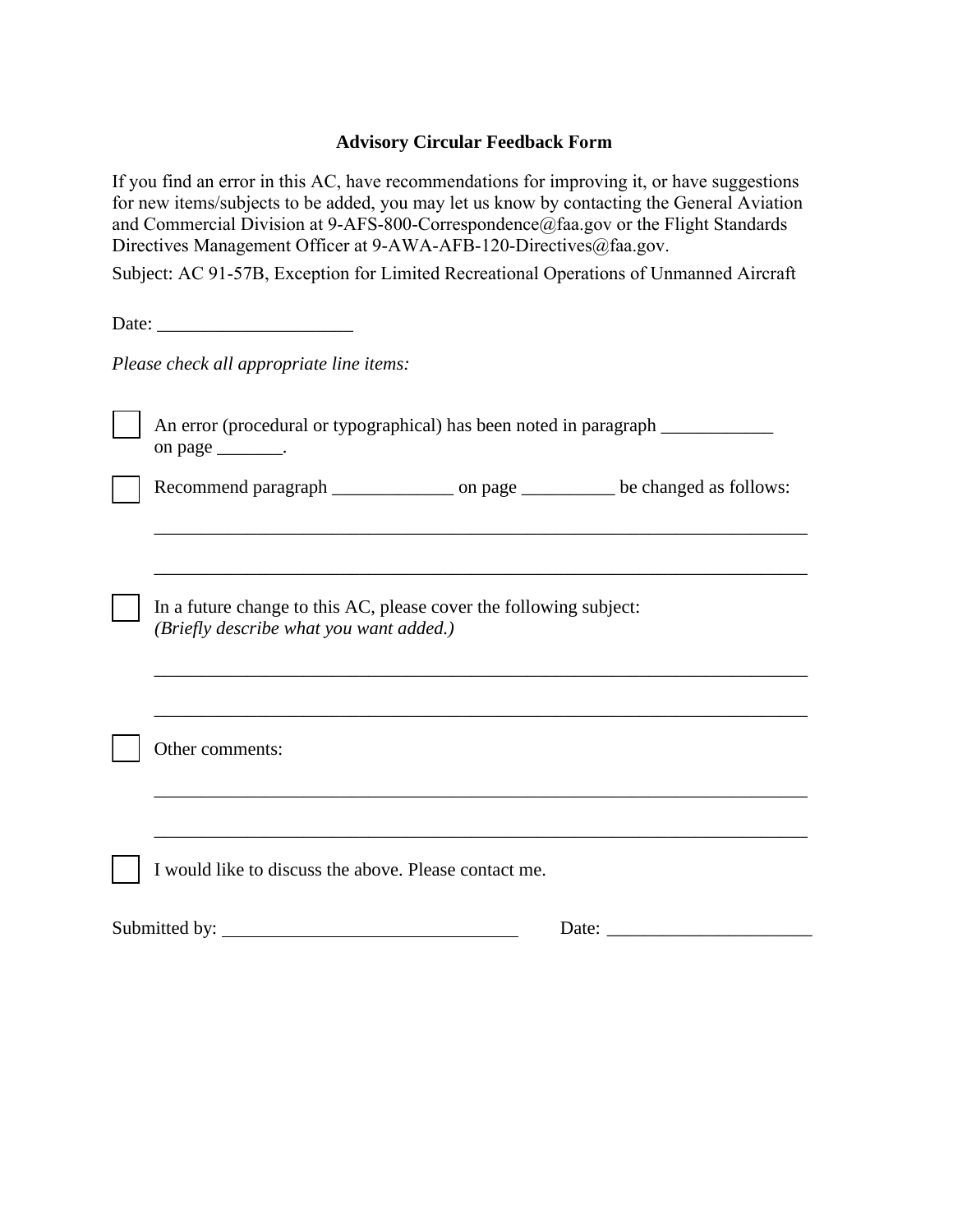## Advisory Circular Feedback Form

If you find an error in this AC, have recommendations for improving it, or have suggestions for new items/subjects to be added, you may let us know by contacting the General Aviation and Commercial Division at 9-AFS-800-Correspondence@faa.gov or the Flight Standards Directives Management Officer at 9-AWA-AFB-120-Directives@faa.gov.

Subject: AC 91-57B, Exception for Limited Recreational Operations of Unmanned Aircraft

Date: _____________________

*Please check all appropriate line items:*

- [ ] An error (procedural or typographical) has been noted in paragraph ____________ on page _______.

- [ ] Recommend paragraph _____________ on page __________ be changed as follows:

  ________________________________________________________________________

  ________________________________________________________________________

- [ ] In a future change to this AC, please cover the following subject:
  *(Briefly describe what you want added.)*

  ________________________________________________________________________

  ________________________________________________________________________

- [ ] Other comments:

  ________________________________________________________________________

  ________________________________________________________________________

- [ ] I would like to discuss the above. Please contact me.

Submitted by: ________________________________ Date: ______________________